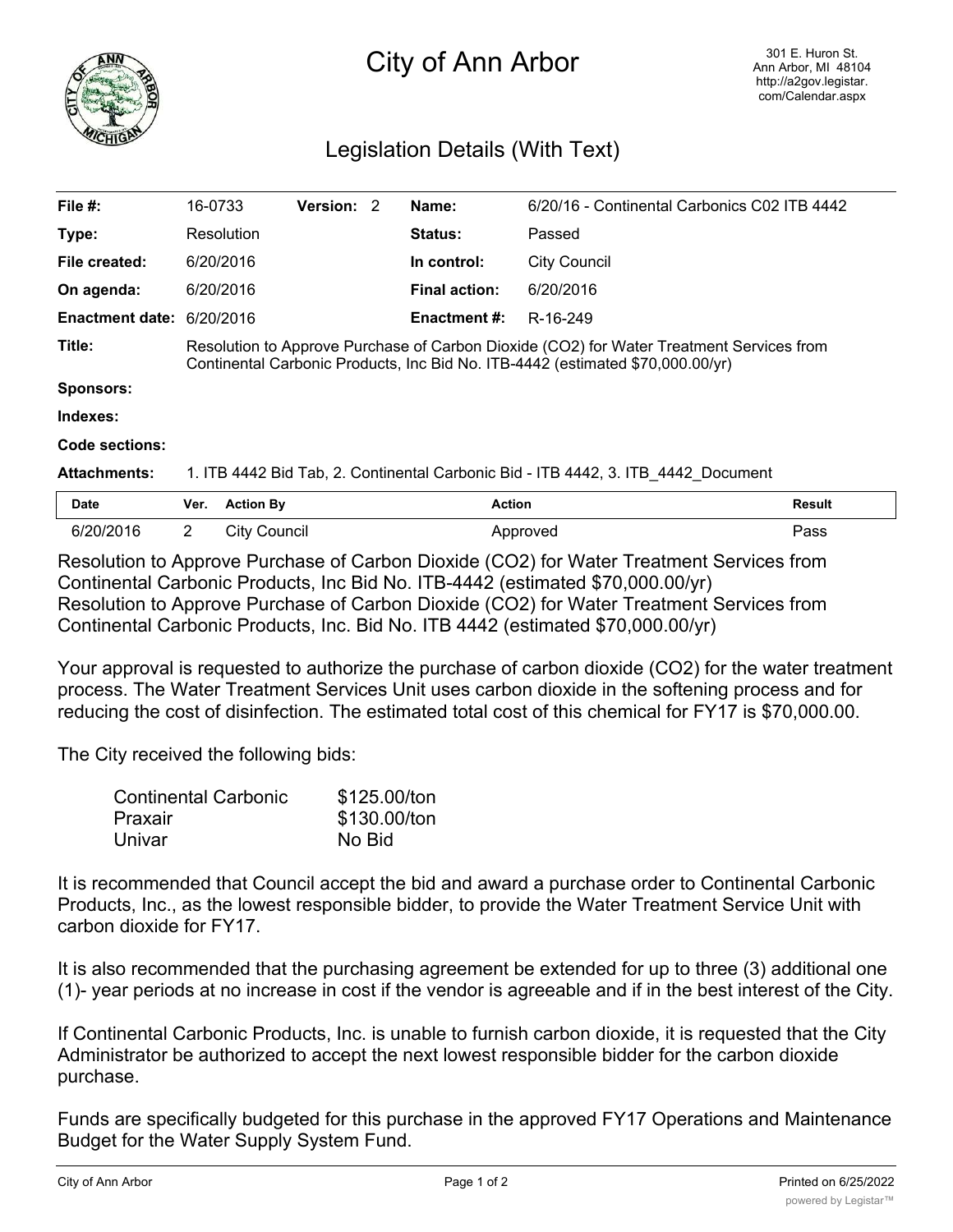# City of Ann Arbor

301 E. Huron St.
Ann Arbor, MI 48104
http://a2gov.legistar.com/Calendar.aspx

## Legislation Details (With Text)

| | | | | | |
|---|---|---|---|---|---|
| **File #:** | 16-0733 | **Version:** | 2 | **Name:** | 6/20/16 - Continental Carbonics C02 ITB 4442 |
| **Type:** | Resolution | | | **Status:** | Passed |
| **File created:** | 6/20/2016 | | | **In control:** | City Council |
| **On agenda:** | 6/20/2016 | | | **Final action:** | 6/20/2016 |
| **Enactment date:** | 6/20/2016 | | | **Enactment #:** | R-16-249 |

**Title:** Resolution to Approve Purchase of Carbon Dioxide (CO2) for Water Treatment Services from Continental Carbonic Products, Inc Bid No. ITB-4442 (estimated $70,000.00/yr)

**Sponsors:**

**Indexes:**

**Code sections:**

**Attachments:** 1. ITB 4442 Bid Tab, 2. Continental Carbonic Bid - ITB 4442, 3. ITB_4442_Document

| Date | Ver. | Action By | Action | Result |
|---|---|---|---|---|
| 6/20/2016 | 2 | City Council | Approved | Pass |

Resolution to Approve Purchase of Carbon Dioxide (CO2) for Water Treatment Services from Continental Carbonic Products, Inc Bid No. ITB-4442 (estimated $70,000.00/yr)
Resolution to Approve Purchase of Carbon Dioxide (CO2) for Water Treatment Services from Continental Carbonic Products, Inc. Bid No. ITB 4442 (estimated $70,000.00/yr)

Your approval is requested to authorize the purchase of carbon dioxide (CO2) for the water treatment process. The Water Treatment Services Unit uses carbon dioxide in the softening process and for reducing the cost of disinfection. The estimated total cost of this chemical for FY17 is $70,000.00.

The City received the following bids:

| | |
|---|---|
| Continental Carbonic | $125.00/ton |
| Praxair | $130.00/ton |
| Univar | No Bid |

It is recommended that Council accept the bid and award a purchase order to Continental Carbonic Products, Inc., as the lowest responsible bidder, to provide the Water Treatment Service Unit with carbon dioxide for FY17.

It is also recommended that the purchasing agreement be extended for up to three (3) additional one (1)- year periods at no increase in cost if the vendor is agreeable and if in the best interest of the City.

If Continental Carbonic Products, Inc. is unable to furnish carbon dioxide, it is requested that the City Administrator be authorized to accept the next lowest responsible bidder for the carbon dioxide purchase.

Funds are specifically budgeted for this purchase in the approved FY17 Operations and Maintenance Budget for the Water Supply System Fund.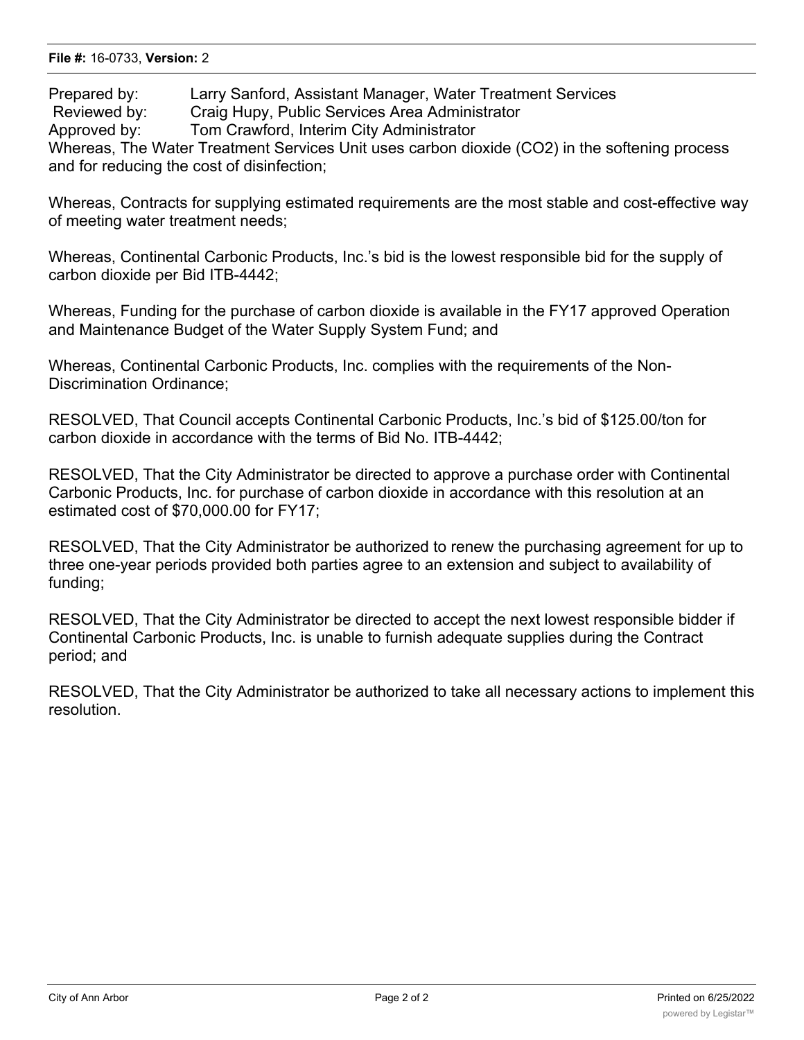Prepared by: Larry Sanford, Assistant Manager, Water Treatment Services
Reviewed by: Craig Hupy, Public Services Area Administrator
Approved by: Tom Crawford, Interim City Administrator

Whereas, The Water Treatment Services Unit uses carbon dioxide ($CO_2$) in the softening process and for reducing the cost of disinfection;

Whereas, Contracts for supplying estimated requirements are the most stable and cost-effective way of meeting water treatment needs;

Whereas, Continental Carbonic Products, Inc.'s bid is the lowest responsible bid for the supply of carbon dioxide per Bid ITB-4442;

Whereas, Funding for the purchase of carbon dioxide is available in the FY17 approved Operation and Maintenance Budget of the Water Supply System Fund; and

Whereas, Continental Carbonic Products, Inc. complies with the requirements of the Non-Discrimination Ordinance;

RESOLVED, That Council accepts Continental Carbonic Products, Inc.'s bid of $125.00/ton for carbon dioxide in accordance with the terms of Bid No. ITB-4442;

RESOLVED, That the City Administrator be directed to approve a purchase order with Continental Carbonic Products, Inc. for purchase of carbon dioxide in accordance with this resolution at an estimated cost of $70,000.00 for FY17;

RESOLVED, That the City Administrator be authorized to renew the purchasing agreement for up to three one-year periods provided both parties agree to an extension and subject to availability of funding;

RESOLVED, That the City Administrator be directed to accept the next lowest responsible bidder if Continental Carbonic Products, Inc. is unable to furnish adequate supplies during the Contract period; and

RESOLVED, That the City Administrator be authorized to take all necessary actions to implement this resolution.